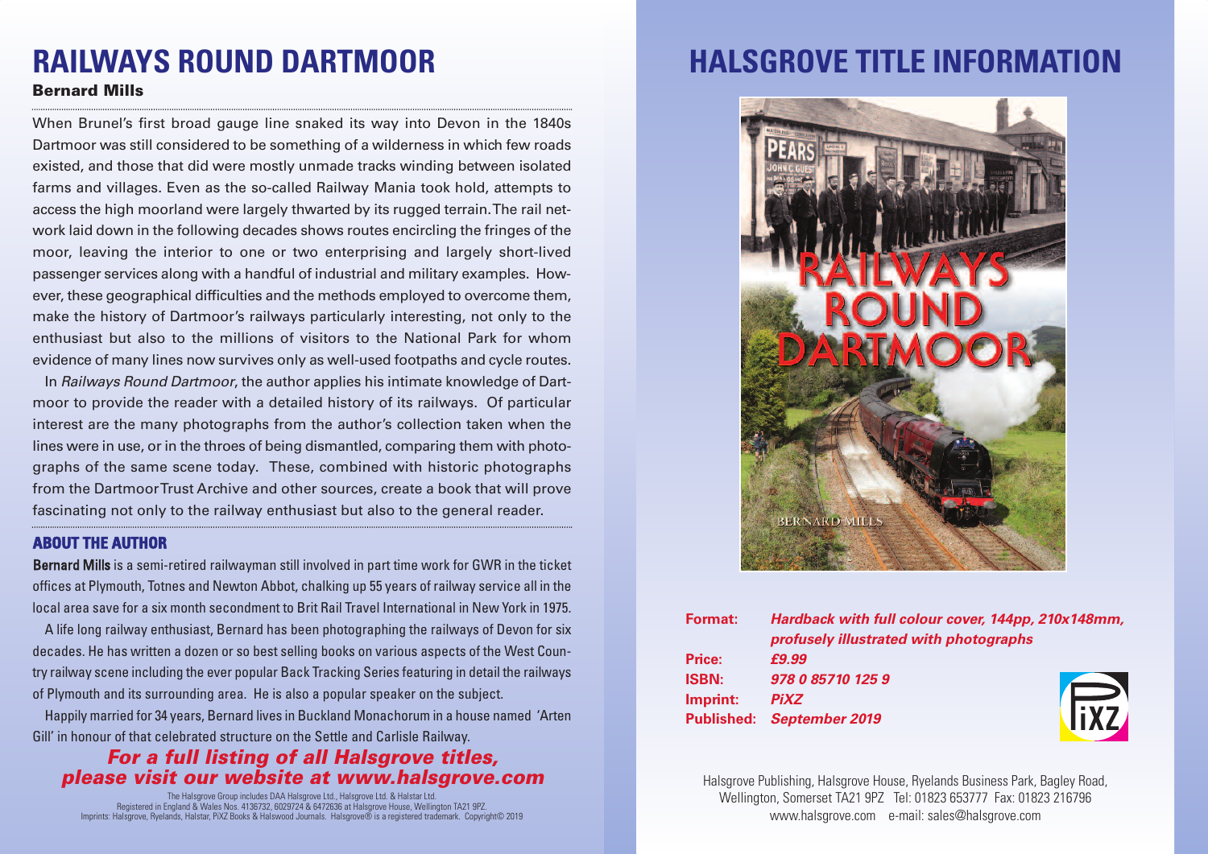# RAILWAYS ROUND DARTMOOR

**Bernard Mills**

When Brunel's first broad gauge line snaked its way into Devon in the 1840s Dartmoor was still considered to be something of a wilderness in which few roads existed, and those that did were mostly unmade tracks winding between isolated farms and villages. Even as the so-called Railway Mania took hold, attempts to access the high moorland were largely thwarted by its rugged terrain. The rail network laid down in the following decades shows routes encircling the fringes of the moor, leaving the interior to one or two enterprising and largely short-lived passenger services along with a handful of industrial and military examples. However, these geographical difficulties and the methods employed to overcome them, make the history of Dartmoor's railways particularly interesting, not only to the enthusiast but also to the millions of visitors to the National Park for whom evidence of many lines now survives only as well-used footpaths and cycle routes.

In *Railways Round Dartmoor*, the author applies his intimate knowledge of Dartmoor to provide the reader with a detailed history of its railways. Of particular interest are the many photographs from the author's collection taken when the lines were in use, or in the throes of being dismantled, comparing them with photographs of the same scene today. These, combined with historic photographs from the Dartmoor Trust Archive and other sources, create a book that will prove fascinating not only to the railway enthusiast but also to the general reader.

## ABOUT THE AUTHOR

**Bernard Mills** is a semi-retired railwayman still involved in part time work for GWR in the ticket offices at Plymouth, Totnes and Newton Abbot, chalking up 55 years of railway service all in the local area save for a six month secondment to Brit Rail Travel International in New York in 1975.

A life long railway enthusiast, Bernard has been photographing the railways of Devon for six decades. He has written a dozen or so best selling books on various aspects of the West Country railway scene including the ever popular Back Tracking Series featuring in detail the railways of Plymouth and its surrounding area. He is also a popular speaker on the subject.

Happily married for 34 years, Bernard lives in Buckland Monachorum in a house named 'Arten Gill' in honour of that celebrated structure on the Settle and Carlisle Railway.

***For a full listing of all Halsgrove titles, please visit our website at www.halsgrove.com***

The Halsgrove Group includes DAA Halsgrove Ltd., Halsgrove Ltd. & Halstar Ltd.
Registered in England & Wales Nos. 4136732, 6029724 & 6472636 at Halsgrove House, Wellington TA21 9PZ.
Imprints: Halsgrove, Ryelands, Halstar, PiXZ Books & Halswood Journals. Halsgrove® is a registered trademark. Copyright© 2019

# HALSGROVE TITLE INFORMATION

**Format:** *Hardback with full colour cover, 144pp, 210x148mm, profusely illustrated with photographs*
**Price:** *£9.99*
**ISBN:** *978 0 85710 125 9*
**Imprint:** *PiXZ*
**Published:** *September 2019*

Halsgrove Publishing, Halsgrove House, Ryelands Business Park, Bagley Road, Wellington, Somerset TA21 9PZ Tel: 01823 653777 Fax: 01823 216796
www.halsgrove.com e-mail: sales@halsgrove.com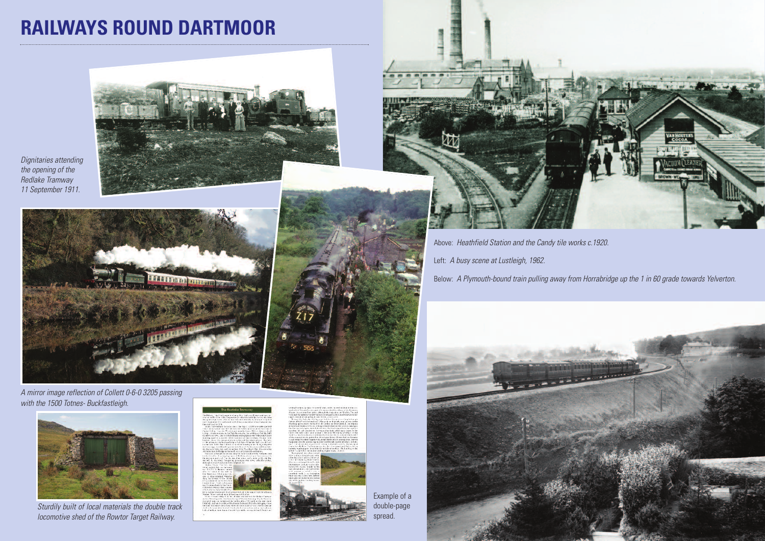# RAILWAYS ROUND DARTMOOR

*Dignitaries attending the opening of the Redlake Tramway 11 September 1911.*

*A mirror image reflection of Collett 0-6-0 3205 passing with the 1500 Totnes- Buckfastleigh.*

*Sturdily built of local materials the double track locomotive shed of the Rowtor Target Railway.*

Example of a double-page spread.

Above: *Heathfield Station and the Candy tile works c.1920.*

Left: *A busy scene at Lustleigh, 1962.*

Below: *A Plymouth-bound train pulling away from Horrabridge up the 1 in 60 grade towards Yelverton.*